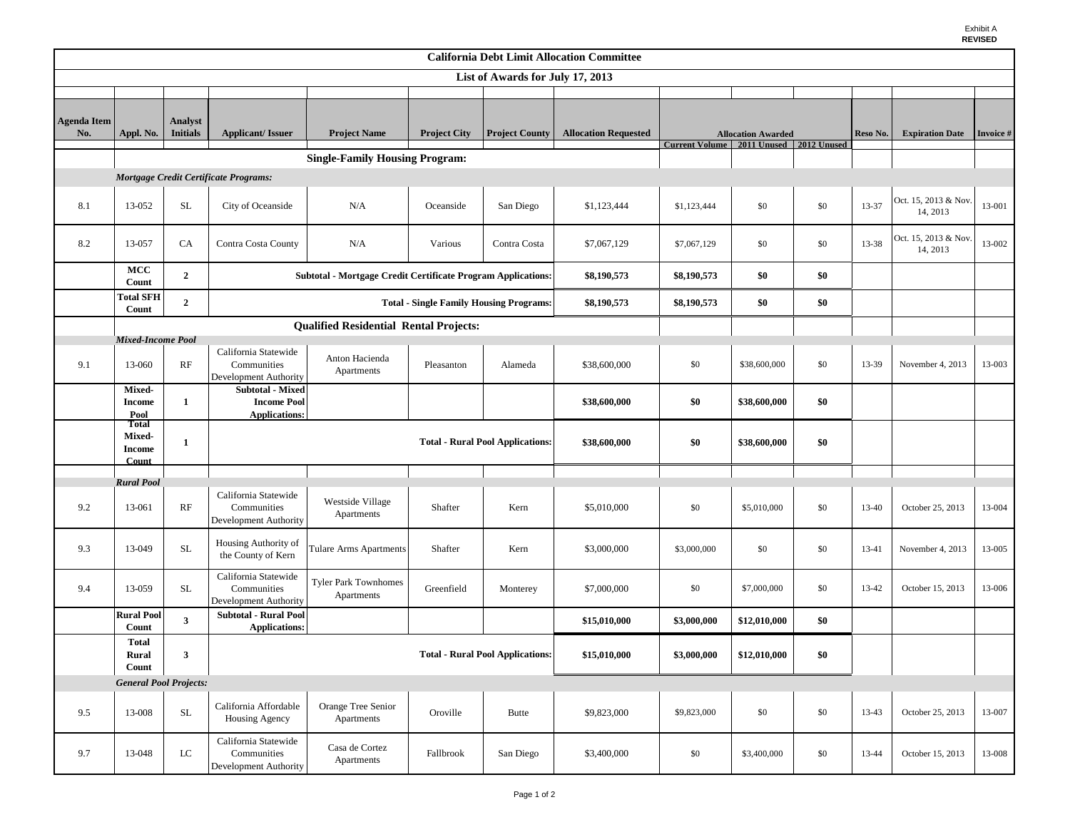Exhibit A
**REVISED**

| California Debt Limit Allocation Committee | | | | | | | | | | | | | |
|---|---|---|---|---|---|---|---|---|---|---|---|---|---|
| **List of Awards for July 17, 2013** | | | | | | | | | | | | | |
| **Agenda Item No.** | **Appl. No.** | **Analyst Initials** | **Applicant/ Issuer** | **Project Name** | **Project City** | **Project County** | **Allocation Requested** | **Allocation Awarded** | | | **Reso No.** | **Expiration Date** | **Invoice #** |
| | | | | | | | | **Current Volume** | **2011 Unused** | **2012 Unused** | | | |
| | **Single-Family Housing Program:** | | | | | | | | | | | | |
| | ***Mortgage Credit Certificate Programs:*** | | | | | | | | | | | | |
| 8.1 | 13-052 | SL | City of Oceanside | N/A | Oceanside | San Diego | $1,123,444 | $1,123,444 | $0 | $0 | 13-37 | Oct. 15, 2013 & Nov. 14, 2013 | 13-001 |
| 8.2 | 13-057 | CA | Contra Costa County | N/A | Various | Contra Costa | $7,067,129 | $7,067,129 | $0 | $0 | 13-38 | Oct. 15, 2013 & Nov. 14, 2013 | 13-002 |
| | **MCC Count** | **2** | **Subtotal - Mortgage Credit Certificate Program Applications:** | | | | **$8,190,573** | **$8,190,573** | **$0** | **$0** | | | |
| | **Total SFH Count** | **2** | **Total - Single Family Housing Programs:** | | | | **$8,190,573** | **$8,190,573** | **$0** | **$0** | | | |
| | **Qualified Residential Rental Projects:** | | | | | | | | | | | | |
| | ***Mixed-Income Pool*** | | | | | | | | | | | | |
| 9.1 | 13-060 | RF | California Statewide Communities Development Authority | Anton Hacienda Apartments | Pleasanton | Alameda | $38,600,000 | $0 | $38,600,000 | $0 | 13-39 | November 4, 2013 | 13-003 |
| | **Mixed-Income Pool** | **1** | **Subtotal - Mixed Income Pool Applications:** | | | | **$38,600,000** | **$0** | **$38,600,000** | **$0** | | | |
| | **Total Mixed-Income Count** | **1** | **Total - Rural Pool Applications:** | | | | **$38,600,000** | **$0** | **$38,600,000** | **$0** | | | |
| | ***Rural Pool*** | | | | | | | | | | | | |
| 9.2 | 13-061 | RF | California Statewide Communities Development Authority | Westside Village Apartments | Shafter | Kern | $5,010,000 | $0 | $5,010,000 | $0 | 13-40 | October 25, 2013 | 13-004 |
| 9.3 | 13-049 | SL | Housing Authority of the County of Kern | Tulare Arms Apartments | Shafter | Kern | $3,000,000 | $3,000,000 | $0 | $0 | 13-41 | November 4, 2013 | 13-005 |
| 9.4 | 13-059 | SL | California Statewide Communities Development Authority | Tyler Park Townhomes Apartments | Greenfield | Monterey | $7,000,000 | $0 | $7,000,000 | $0 | 13-42 | October 15, 2013 | 13-006 |
| | **Rural Pool Count** | **3** | **Subtotal - Rural Pool Applications:** | | | | **$15,010,000** | **$3,000,000** | **$12,010,000** | **$0** | | | |
| | **Total Rural Count** | **3** | **Total - Rural Pool Applications:** | | | | **$15,010,000** | **$3,000,000** | **$12,010,000** | **$0** | | | |
| | ***General Pool Projects:*** | | | | | | | | | | | | |
| 9.5 | 13-008 | SL | California Affordable Housing Agency | Orange Tree Senior Apartments | Oroville | Butte | $9,823,000 | $9,823,000 | $0 | $0 | 13-43 | October 25, 2013 | 13-007 |
| 9.7 | 13-048 | LC | California Statewide Communities Development Authority | Casa de Cortez Apartments | Fallbrook | San Diego | $3,400,000 | $0 | $3,400,000 | $0 | 13-44 | October 15, 2013 | 13-008 |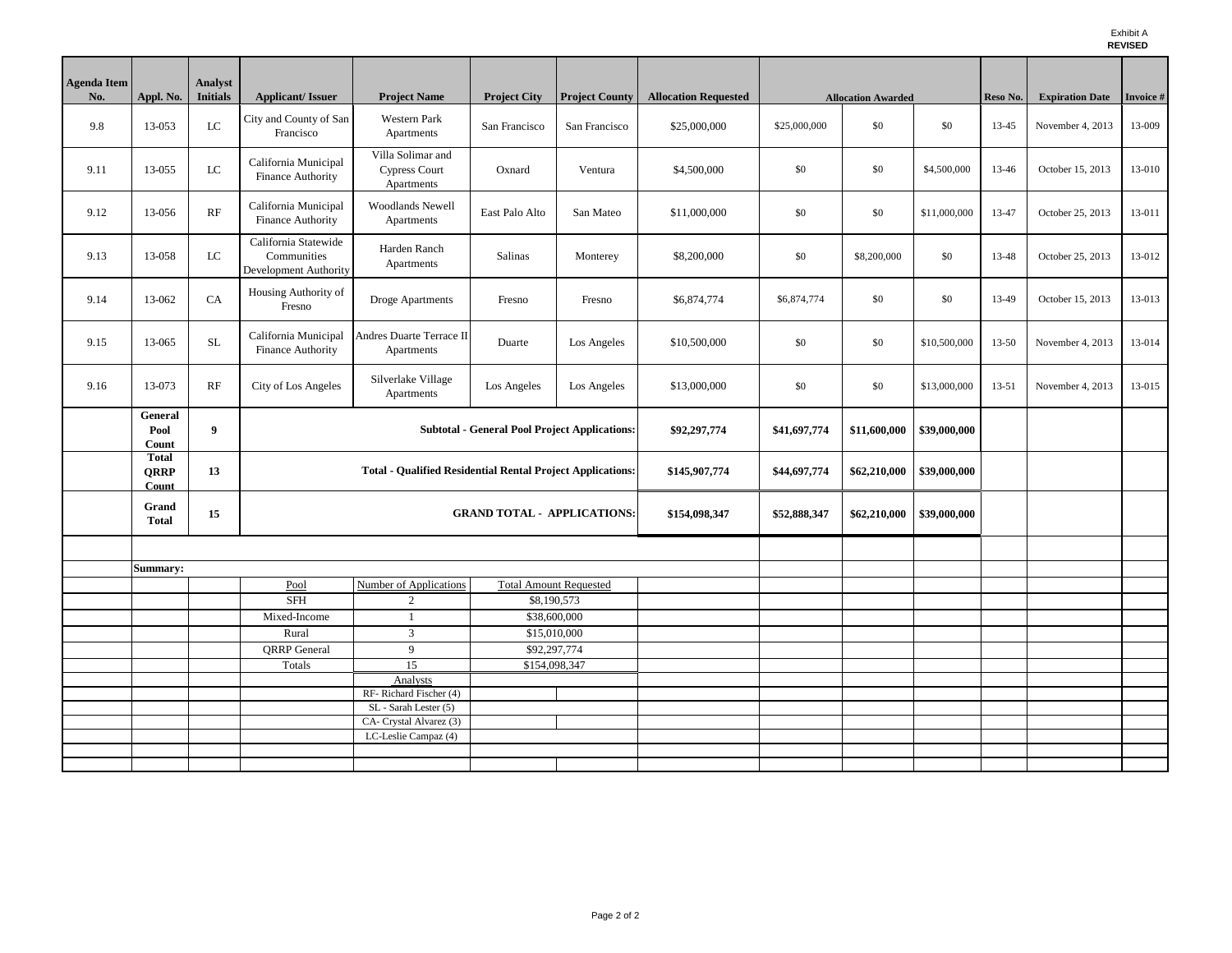Exhibit A
**REVISED**

| Agenda Item No. | Appl. No. | Analyst Initials | Applicant/ Issuer | Project Name | Project City | Project County | Allocation Requested | Allocation Awarded | | | Reso No. | Expiration Date | Invoice # |
|---|---|---|---|---|---|---|---|---|---|---|---|---|---|
| 9.8 | 13-053 | LC | City and County of San Francisco | Western Park Apartments | San Francisco | San Francisco | $25,000,000 | $25,000,000 | $0 | $0 | 13-45 | November 4, 2013 | 13-009 |
| 9.11 | 13-055 | LC | California Municipal Finance Authority | Villa Solimar and Cypress Court Apartments | Oxnard | Ventura | $4,500,000 | $0 | $0 | $4,500,000 | 13-46 | October 15, 2013 | 13-010 |
| 9.12 | 13-056 | RF | California Municipal Finance Authority | Woodlands Newell Apartments | East Palo Alto | San Mateo | $11,000,000 | $0 | $0 | $11,000,000 | 13-47 | October 25, 2013 | 13-011 |
| 9.13 | 13-058 | LC | California Statewide Communities Development Authority | Harden Ranch Apartments | Salinas | Monterey | $8,200,000 | $0 | $8,200,000 | $0 | 13-48 | October 25, 2013 | 13-012 |
| 9.14 | 13-062 | CA | Housing Authority of Fresno | Droge Apartments | Fresno | Fresno | $6,874,774 | $6,874,774 | $0 | $0 | 13-49 | October 15, 2013 | 13-013 |
| 9.15 | 13-065 | SL | California Municipal Finance Authority | Andres Duarte Terrace II Apartments | Duarte | Los Angeles | $10,500,000 | $0 | $0 | $10,500,000 | 13-50 | November 4, 2013 | 13-014 |
| 9.16 | 13-073 | RF | City of Los Angeles | Silverlake Village Apartments | Los Angeles | Los Angeles | $13,000,000 | $0 | $0 | $13,000,000 | 13-51 | November 4, 2013 | 13-015 |
| | **General Pool Count** | **9** | | | | **Subtotal - General Pool Project Applications:** | **$92,297,774** | **$41,697,774** | **$11,600,000** | **$39,000,000** | | | |
| | **Total QRRP Count** | **13** | | | | **Total - Qualified Residential Rental Project Applications:** | **$145,907,774** | **$44,697,774** | **$62,210,000** | **$39,000,000** | | | |
| | **Grand Total** | **15** | | | | **GRAND TOTAL - APPLICATIONS:** | **$154,098,347** | **$52,888,347** | **$62,210,000** | **$39,000,000** | | | |

**Summary:**

| Pool | Number of Applications | Total Amount Requested |
|---|---|---|
| SFH | 2 | $8,190,573 |
| Mixed-Income | 1 | $38,600,000 |
| Rural | 3 | $15,010,000 |
| QRRP General | 9 | $92,297,774 |
| Totals | 15 | $154,098,347 |

Analysts
- RF- Richard Fischer (4)
- SL - Sarah Lester (5)
- CA- Crystal Alvarez (3)
- LC-Leslie Campaz (4)